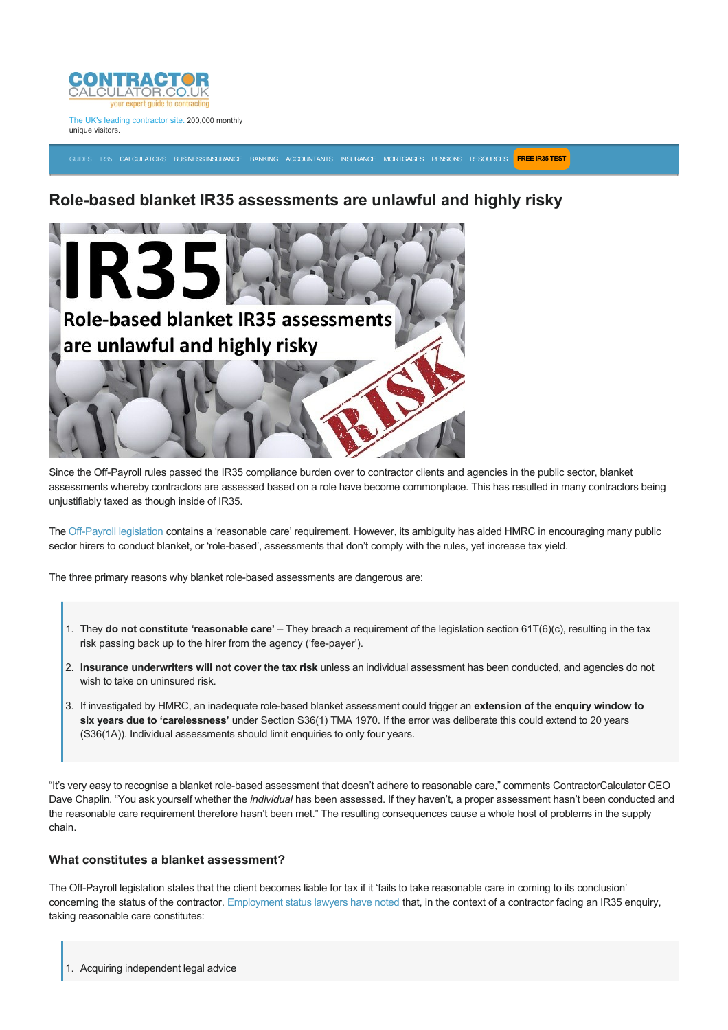CONTRACTOR CALCULATOR.CO.UK
your expert guide to contracting

The UK's leading contractor site. 200,000 monthly unique visitors.

GUIDES IR35 CALCULATORS BUSINESS INSURANCE BANKING ACCOUNTANTS INSURANCE MORTGAGES PENSIONS RESOURCES FREE IR35 TEST

# Role-based blanket IR35 assessments are unlawful and highly risky

Since the Off-Payroll rules passed the IR35 compliance burden over to contractor clients and agencies in the public sector, blanket assessments whereby contractors are assessed based on a role have become commonplace. This has resulted in many contractors being unjustifiably taxed as though inside of IR35.

The Off-Payroll legislation contains a 'reasonable care' requirement. However, its ambiguity has aided HMRC in encouraging many public sector hirers to conduct blanket, or 'role-based', assessments that don't comply with the rules, yet increase tax yield.

The three primary reasons why blanket role-based assessments are dangerous are:

> 1. They **do not constitute 'reasonable care'** – They breach a requirement of the legislation section 61T(6)(c), resulting in the tax risk passing back up to the hirer from the agency ('fee-payer').
> 2. **Insurance underwriters will not cover the tax risk** unless an individual assessment has been conducted, and agencies do not wish to take on uninsured risk.
> 3. If investigated by HMRC, an inadequate role-based blanket assessment could trigger an **extension of the enquiry window to six years due to 'carelessness'** under Section S36(1) TMA 1970. If the error was deliberate this could extend to 20 years (S36(1A)). Individual assessments should limit enquiries to only four years.

"It's very easy to recognise a blanket role-based assessment that doesn't adhere to reasonable care," comments ContractorCalculator CEO Dave Chaplin. "You ask yourself whether the *individual* has been assessed. If they haven't, a proper assessment hasn't been conducted and the reasonable care requirement therefore hasn't been met." The resulting consequences cause a whole host of problems in the supply chain.

### What constitutes a blanket assessment?

The Off-Payroll legislation states that the client becomes liable for tax if it 'fails to take reasonable care in coming to its conclusion' concerning the status of the contractor. Employment status lawyers have noted that, in the context of a contractor facing an IR35 enquiry, taking reasonable care constitutes:

> 1. Acquiring independent legal advice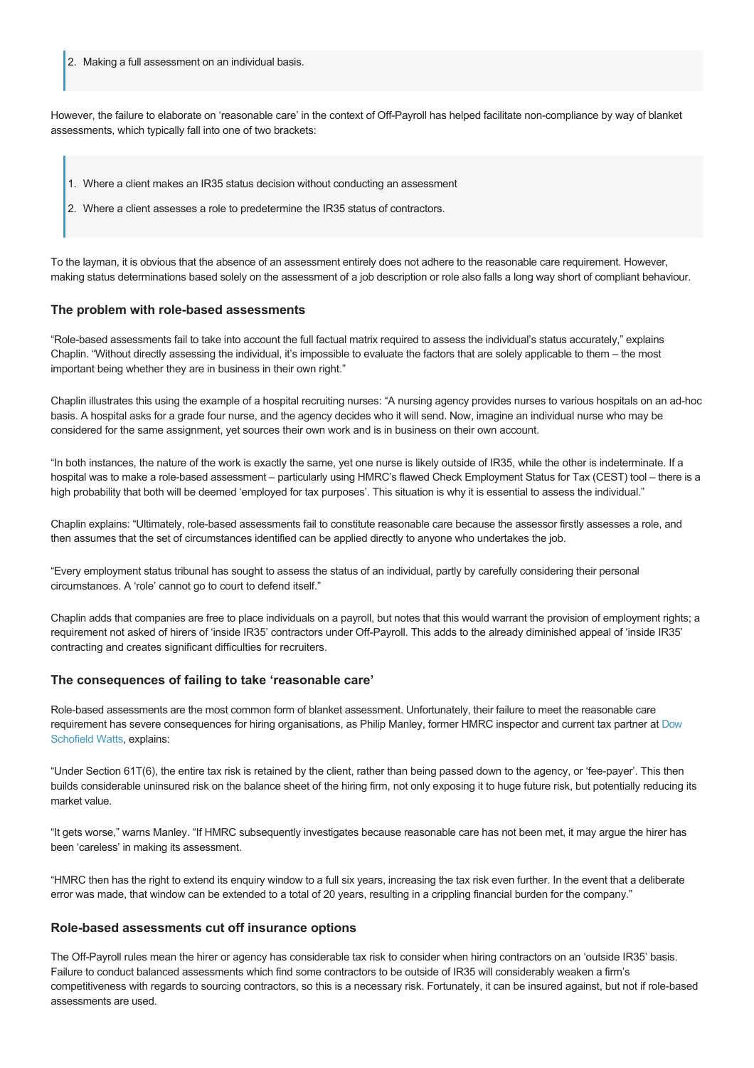> 2. Making a full assessment on an individual basis.

However, the failure to elaborate on 'reasonable care' in the context of Off-Payroll has helped facilitate non-compliance by way of blanket assessments, which typically fall into one of two brackets:

> 1. Where a client makes an IR35 status decision without conducting an assessment
> 2. Where a client assesses a role to predetermine the IR35 status of contractors.

To the layman, it is obvious that the absence of an assessment entirely does not adhere to the reasonable care requirement. However, making status determinations based solely on the assessment of a job description or role also falls a long way short of compliant behaviour.

### The problem with role-based assessments

"Role-based assessments fail to take into account the full factual matrix required to assess the individual's status accurately," explains Chaplin. "Without directly assessing the individual, it's impossible to evaluate the factors that are solely applicable to them – the most important being whether they are in business in their own right."

Chaplin illustrates this using the example of a hospital recruiting nurses: "A nursing agency provides nurses to various hospitals on an ad-hoc basis. A hospital asks for a grade four nurse, and the agency decides who it will send. Now, imagine an individual nurse who may be considered for the same assignment, yet sources their own work and is in business on their own account.

"In both instances, the nature of the work is exactly the same, yet one nurse is likely outside of IR35, while the other is indeterminate. If a hospital was to make a role-based assessment – particularly using HMRC's flawed Check Employment Status for Tax (CEST) tool – there is a high probability that both will be deemed 'employed for tax purposes'. This situation is why it is essential to assess the individual."

Chaplin explains: "Ultimately, role-based assessments fail to constitute reasonable care because the assessor firstly assesses a role, and then assumes that the set of circumstances identified can be applied directly to anyone who undertakes the job.

"Every employment status tribunal has sought to assess the status of an individual, partly by carefully considering their personal circumstances. A 'role' cannot go to court to defend itself."

Chaplin adds that companies are free to place individuals on a payroll, but notes that this would warrant the provision of employment rights; a requirement not asked of hirers of 'inside IR35' contractors under Off-Payroll. This adds to the already diminished appeal of 'inside IR35' contracting and creates significant difficulties for recruiters.

### The consequences of failing to take 'reasonable care'

Role-based assessments are the most common form of blanket assessment. Unfortunately, their failure to meet the reasonable care requirement has severe consequences for hiring organisations, as Philip Manley, former HMRC inspector and current tax partner at Dow Schofield Watts, explains:

"Under Section 61T(6), the entire tax risk is retained by the client, rather than being passed down to the agency, or 'fee-payer'. This then builds considerable uninsured risk on the balance sheet of the hiring firm, not only exposing it to huge future risk, but potentially reducing its market value.

"It gets worse," warns Manley. "If HMRC subsequently investigates because reasonable care has not been met, it may argue the hirer has been 'careless' in making its assessment.

"HMRC then has the right to extend its enquiry window to a full six years, increasing the tax risk even further. In the event that a deliberate error was made, that window can be extended to a total of 20 years, resulting in a crippling financial burden for the company."

### Role-based assessments cut off insurance options

The Off-Payroll rules mean the hirer or agency has considerable tax risk to consider when hiring contractors on an 'outside IR35' basis. Failure to conduct balanced assessments which find some contractors to be outside of IR35 will considerably weaken a firm's competitiveness with regards to sourcing contractors, so this is a necessary risk. Fortunately, it can be insured against, but not if role-based assessments are used.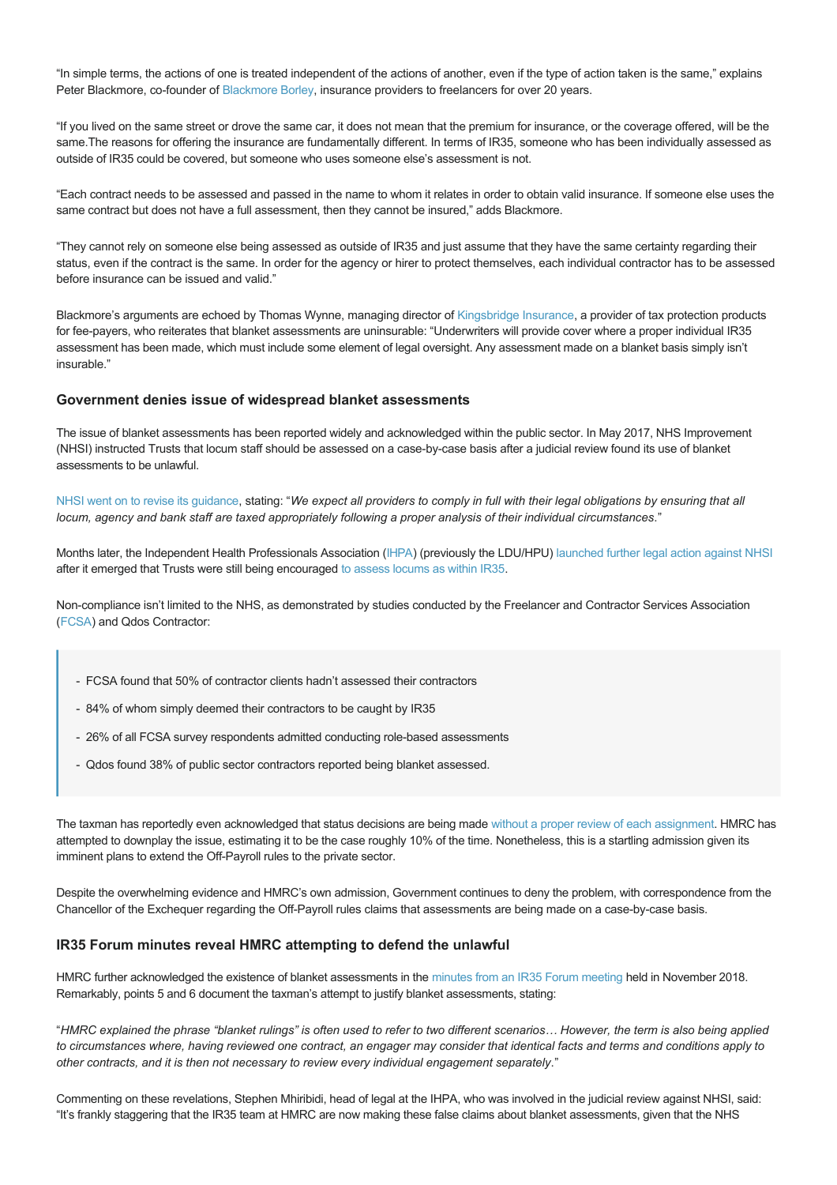"In simple terms, the actions of one is treated independent of the actions of another, even if the type of action taken is the same," explains Peter Blackmore, co-founder of Blackmore Borley, insurance providers to freelancers for over 20 years.

"If you lived on the same street or drove the same car, it does not mean that the premium for insurance, or the coverage offered, will be the same.The reasons for offering the insurance are fundamentally different. In terms of IR35, someone who has been individually assessed as outside of IR35 could be covered, but someone who uses someone else's assessment is not.

"Each contract needs to be assessed and passed in the name to whom it relates in order to obtain valid insurance. If someone else uses the same contract but does not have a full assessment, then they cannot be insured," adds Blackmore.

"They cannot rely on someone else being assessed as outside of IR35 and just assume that they have the same certainty regarding their status, even if the contract is the same. In order for the agency or hirer to protect themselves, each individual contractor has to be assessed before insurance can be issued and valid."

Blackmore's arguments are echoed by Thomas Wynne, managing director of Kingsbridge Insurance, a provider of tax protection products for fee-payers, who reiterates that blanket assessments are uninsurable: "Underwriters will provide cover where a proper individual IR35 assessment has been made, which must include some element of legal oversight. Any assessment made on a blanket basis simply isn't insurable."

### Government denies issue of widespread blanket assessments

The issue of blanket assessments has been reported widely and acknowledged within the public sector. In May 2017, NHS Improvement (NHSI) instructed Trusts that locum staff should be assessed on a case-by-case basis after a judicial review found its use of blanket assessments to be unlawful.

NHSI went on to revise its guidance, stating: "*We expect all providers to comply in full with their legal obligations by ensuring that all locum, agency and bank staff are taxed appropriately following a proper analysis of their individual circumstances.*"

Months later, the Independent Health Professionals Association (IHPA) (previously the LDU/HPU) launched further legal action against NHSI after it emerged that Trusts were still being encouraged to assess locums as within IR35.

Non-compliance isn't limited to the NHS, as demonstrated by studies conducted by the Freelancer and Contractor Services Association (FCSA) and Qdos Contractor:

> - FCSA found that 50% of contractor clients hadn't assessed their contractors
> - 84% of whom simply deemed their contractors to be caught by IR35
> - 26% of all FCSA survey respondents admitted conducting role-based assessments
> - Qdos found 38% of public sector contractors reported being blanket assessed.

The taxman has reportedly even acknowledged that status decisions are being made without a proper review of each assignment. HMRC has attempted to downplay the issue, estimating it to be the case roughly 10% of the time. Nonetheless, this is a startling admission given its imminent plans to extend the Off-Payroll rules to the private sector.

Despite the overwhelming evidence and HMRC's own admission, Government continues to deny the problem, with correspondence from the Chancellor of the Exchequer regarding the Off-Payroll rules claims that assessments are being made on a case-by-case basis.

### IR35 Forum minutes reveal HMRC attempting to defend the unlawful

HMRC further acknowledged the existence of blanket assessments in the minutes from an IR35 Forum meeting held in November 2018. Remarkably, points 5 and 6 document the taxman's attempt to justify blanket assessments, stating:

"*HMRC explained the phrase "blanket rulings" is often used to refer to two different scenarios… However, the term is also being applied to circumstances where, having reviewed one contract, an engager may consider that identical facts and terms and conditions apply to other contracts, and it is then not necessary to review every individual engagement separately*."

Commenting on these revelations, Stephen Mhiribidi, head of legal at the IHPA, who was involved in the judicial review against NHSI, said: "It's frankly staggering that the IR35 team at HMRC are now making these false claims about blanket assessments, given that the NHS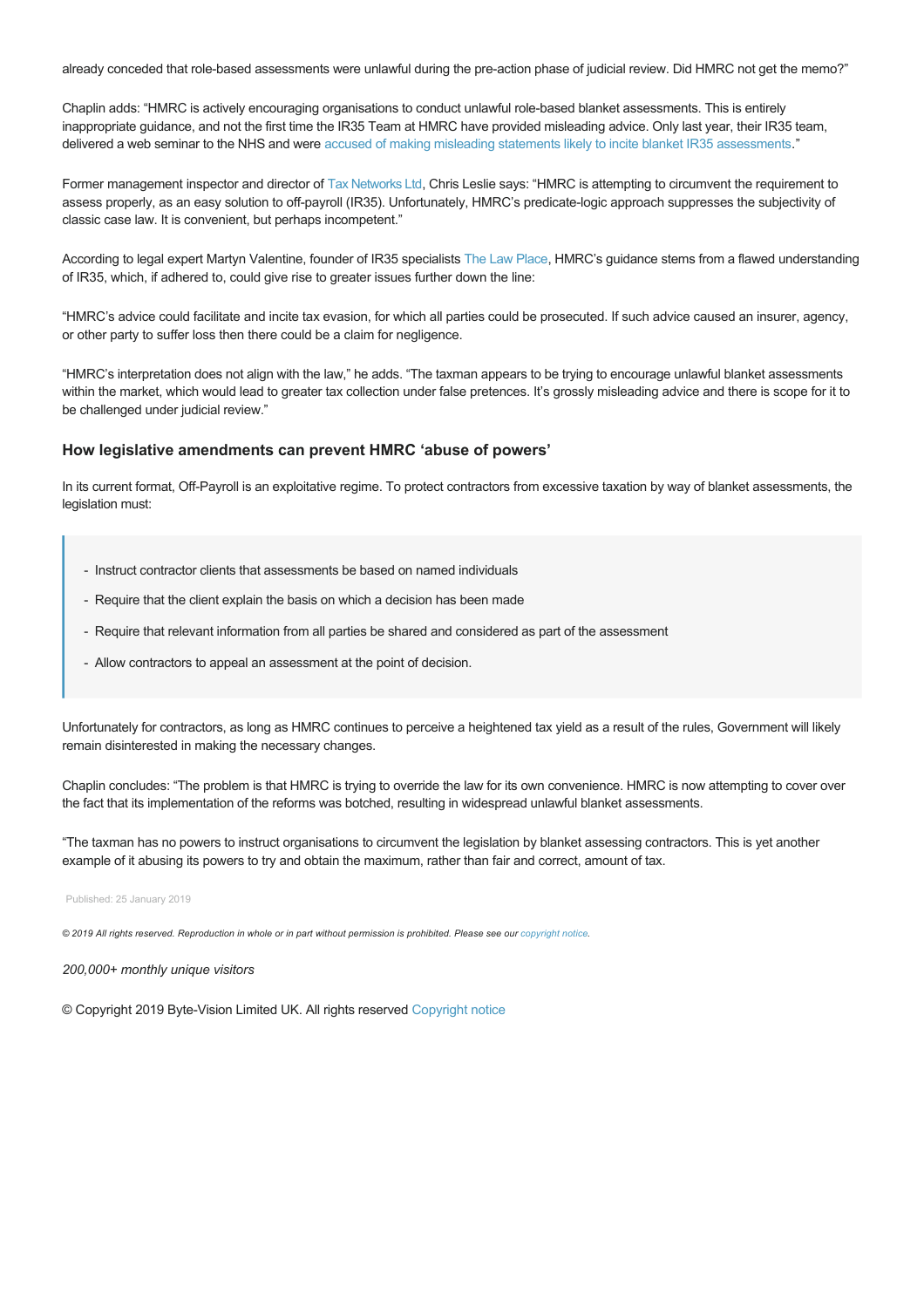already conceded that role-based assessments were unlawful during the pre-action phase of judicial review. Did HMRC not get the memo?"

Chaplin adds: "HMRC is actively encouraging organisations to conduct unlawful role-based blanket assessments. This is entirely inappropriate guidance, and not the first time the IR35 Team at HMRC have provided misleading advice. Only last year, their IR35 team, delivered a web seminar to the NHS and were accused of making misleading statements likely to incite blanket IR35 assessments."

Former management inspector and director of Tax Networks Ltd, Chris Leslie says: "HMRC is attempting to circumvent the requirement to assess properly, as an easy solution to off-payroll (IR35). Unfortunately, HMRC's predicate-logic approach suppresses the subjectivity of classic case law. It is convenient, but perhaps incompetent."

According to legal expert Martyn Valentine, founder of IR35 specialists The Law Place, HMRC's guidance stems from a flawed understanding of IR35, which, if adhered to, could give rise to greater issues further down the line:

"HMRC's advice could facilitate and incite tax evasion, for which all parties could be prosecuted. If such advice caused an insurer, agency, or other party to suffer loss then there could be a claim for negligence.

"HMRC's interpretation does not align with the law," he adds. "The taxman appears to be trying to encourage unlawful blanket assessments within the market, which would lead to greater tax collection under false pretences. It's grossly misleading advice and there is scope for it to be challenged under judicial review."

### How legislative amendments can prevent HMRC 'abuse of powers'

In its current format, Off-Payroll is an exploitative regime. To protect contractors from excessive taxation by way of blanket assessments, the legislation must:

> - Instruct contractor clients that assessments be based on named individuals
> - Require that the client explain the basis on which a decision has been made
> - Require that relevant information from all parties be shared and considered as part of the assessment
> - Allow contractors to appeal an assessment at the point of decision.

Unfortunately for contractors, as long as HMRC continues to perceive a heightened tax yield as a result of the rules, Government will likely remain disinterested in making the necessary changes.

Chaplin concludes: "The problem is that HMRC is trying to override the law for its own convenience. HMRC is now attempting to cover over the fact that its implementation of the reforms was botched, resulting in widespread unlawful blanket assessments.

"The taxman has no powers to instruct organisations to circumvent the legislation by blanket assessing contractors. This is yet another example of it abusing its powers to try and obtain the maximum, rather than fair and correct, amount of tax.

Published: 25 January 2019

*© 2019 All rights reserved. Reproduction in whole or in part without permission is prohibited. Please see our copyright notice.*

*200,000+ monthly unique visitors*

© Copyright 2019 Byte-Vision Limited UK. All rights reserved Copyright notice